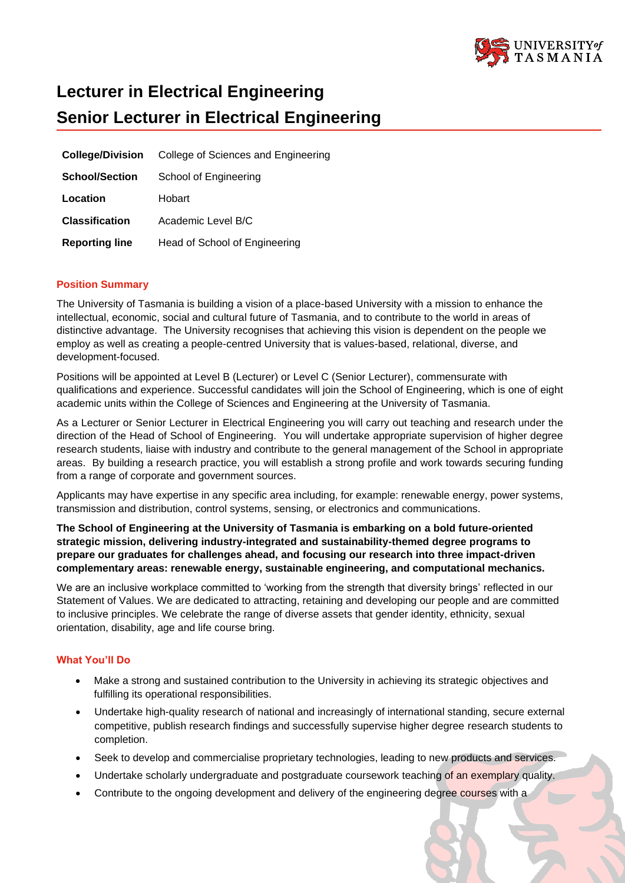# Lecturer in Electrical Engineering

# Senior Lecturer in Electrical Engineering

| | |
|---|---|
| **College/Division** | College of Sciences and Engineering |
| **School/Section** | School of Engineering |
| **Location** | Hobart |
| **Classification** | Academic Level B/C |
| **Reporting line** | Head of School of Engineering |

## Position Summary

The University of Tasmania is building a vision of a place-based University with a mission to enhance the intellectual, economic, social and cultural future of Tasmania, and to contribute to the world in areas of distinctive advantage. The University recognises that achieving this vision is dependent on the people we employ as well as creating a people-centred University that is values-based, relational, diverse, and development-focused.

Positions will be appointed at Level B (Lecturer) or Level C (Senior Lecturer), commensurate with qualifications and experience. Successful candidates will join the School of Engineering, which is one of eight academic units within the College of Sciences and Engineering at the University of Tasmania.

As a Lecturer or Senior Lecturer in Electrical Engineering you will carry out teaching and research under the direction of the Head of School of Engineering. You will undertake appropriate supervision of higher degree research students, liaise with industry and contribute to the general management of the School in appropriate areas. By building a research practice, you will establish a strong profile and work towards securing funding from a range of corporate and government sources.

Applicants may have expertise in any specific area including, for example: renewable energy, power systems, transmission and distribution, control systems, sensing, or electronics and communications.

**The School of Engineering at the University of Tasmania is embarking on a bold future-oriented strategic mission, delivering industry-integrated and sustainability-themed degree programs to prepare our graduates for challenges ahead, and focusing our research into three impact-driven complementary areas: renewable energy, sustainable engineering, and computational mechanics.**

We are an inclusive workplace committed to 'working from the strength that diversity brings' reflected in our Statement of Values. We are dedicated to attracting, retaining and developing our people and are committed to inclusive principles. We celebrate the range of diverse assets that gender identity, ethnicity, sexual orientation, disability, age and life course bring.

## What You'll Do

- Make a strong and sustained contribution to the University in achieving its strategic objectives and fulfilling its operational responsibilities.
- Undertake high-quality research of national and increasingly of international standing, secure external competitive, publish research findings and successfully supervise higher degree research students to completion.
- Seek to develop and commercialise proprietary technologies, leading to new products and services.
- Undertake scholarly undergraduate and postgraduate coursework teaching of an exemplary quality.
- Contribute to the ongoing development and delivery of the engineering degree courses with a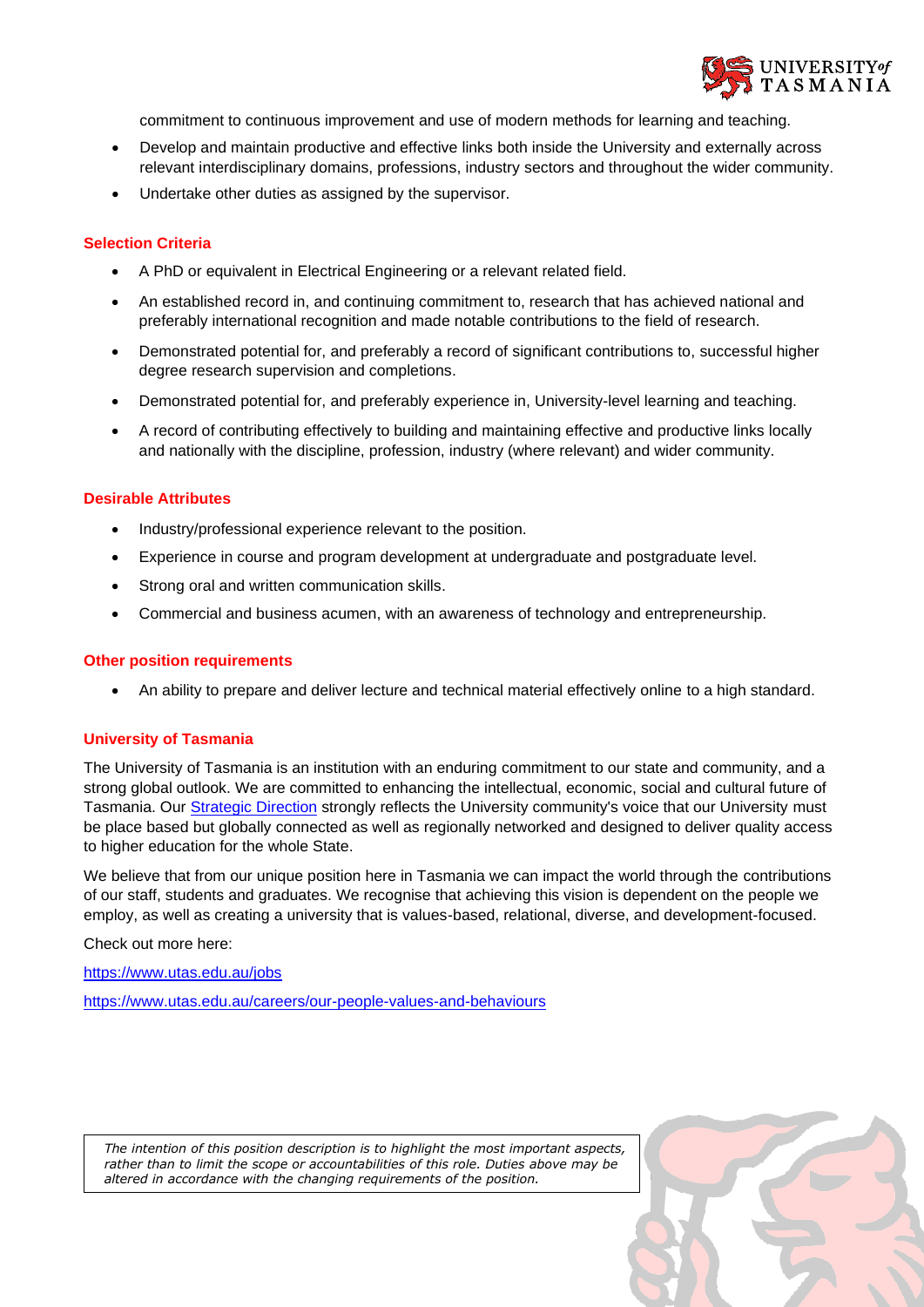commitment to continuous improvement and use of modern methods for learning and teaching.

- Develop and maintain productive and effective links both inside the University and externally across relevant interdisciplinary domains, professions, industry sectors and throughout the wider community.
- Undertake other duties as assigned by the supervisor.

### Selection Criteria

- A PhD or equivalent in Electrical Engineering or a relevant related field.
- An established record in, and continuing commitment to, research that has achieved national and preferably international recognition and made notable contributions to the field of research.
- Demonstrated potential for, and preferably a record of significant contributions to, successful higher degree research supervision and completions.
- Demonstrated potential for, and preferably experience in, University-level learning and teaching.
- A record of contributing effectively to building and maintaining effective and productive links locally and nationally with the discipline, profession, industry (where relevant) and wider community.

### Desirable Attributes

- Industry/professional experience relevant to the position.
- Experience in course and program development at undergraduate and postgraduate level.
- Strong oral and written communication skills.
- Commercial and business acumen, with an awareness of technology and entrepreneurship.

### Other position requirements

- An ability to prepare and deliver lecture and technical material effectively online to a high standard.

### University of Tasmania

The University of Tasmania is an institution with an enduring commitment to our state and community, and a strong global outlook. We are committed to enhancing the intellectual, economic, social and cultural future of Tasmania. Our Strategic Direction strongly reflects the University community's voice that our University must be place based but globally connected as well as regionally networked and designed to deliver quality access to higher education for the whole State.

We believe that from our unique position here in Tasmania we can impact the world through the contributions of our staff, students and graduates. We recognise that achieving this vision is dependent on the people we employ, as well as creating a university that is values-based, relational, diverse, and development-focused.

Check out more here:

https://www.utas.edu.au/jobs

https://www.utas.edu.au/careers/our-people-values-and-behaviours

*The intention of this position description is to highlight the most important aspects, rather than to limit the scope or accountabilities of this role. Duties above may be altered in accordance with the changing requirements of the position.*